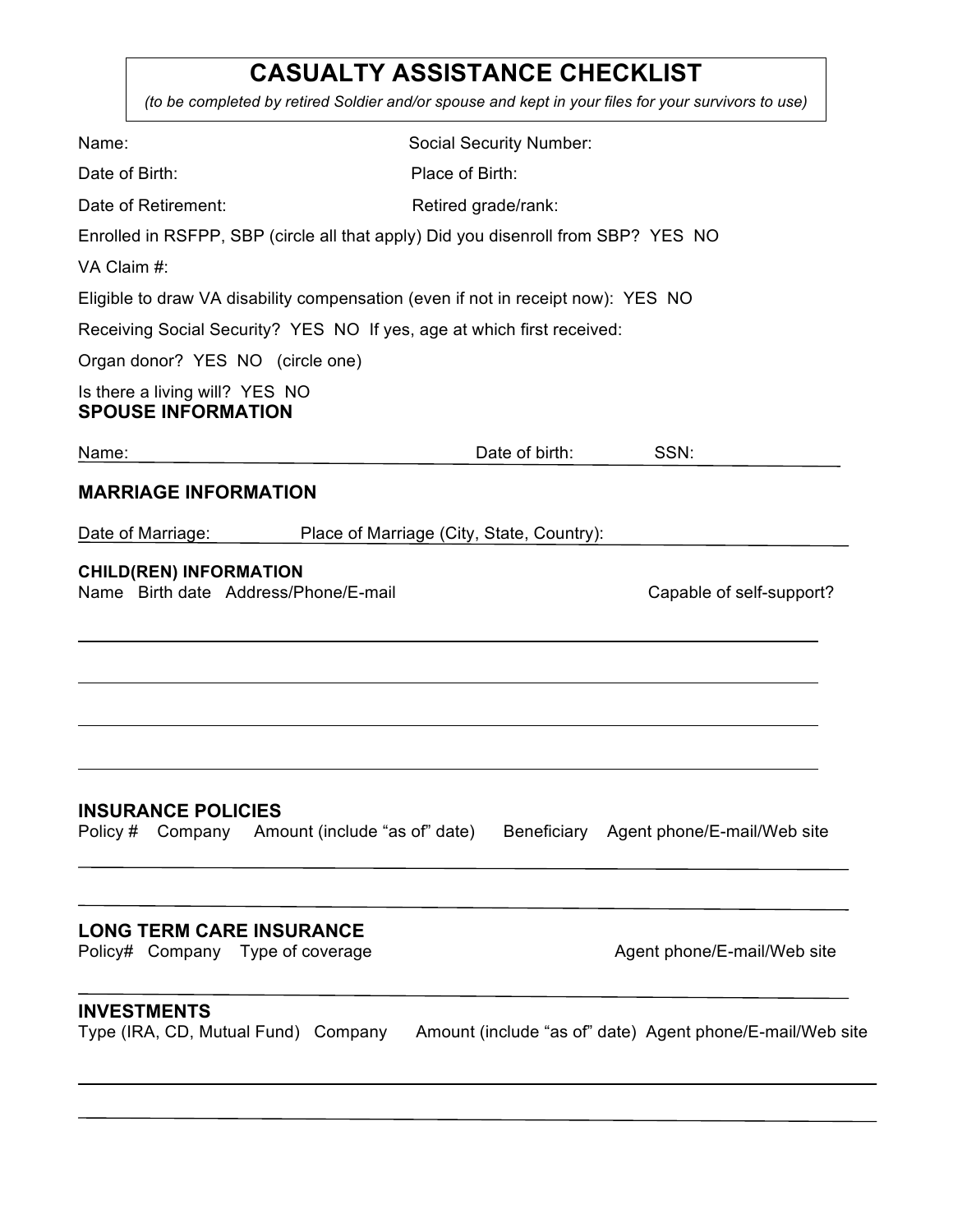# CASUALTY ASSISTANCE CHECKLIST

*(to be completed by retired Soldier and/or spouse and kept in your files for your survivors to use)*

Name: Social Security Number:

Date of Birth: Place of Birth:

Date of Retirement: Retired grade/rank:

Enrolled in RSFPP, SBP (circle all that apply) Did you disenroll from SBP? YES NO

VA Claim #:

Eligible to draw VA disability compensation (even if not in receipt now): YES NO

Receiving Social Security? YES NO If yes, age at which first received:

Organ donor? YES NO (circle one)

Is there a living will? YES NO

## SPOUSE INFORMATION

Name: Date of birth: SSN:

## MARRIAGE INFORMATION

Date of Marriage: Place of Marriage (City, State, Country):

### CHILD(REN) INFORMATION

| Name | Birth date | Address/Phone/E-mail | Capable of self-support? |
| --- | --- | --- | --- |
| | | | |
| | | | |
| | | | |
| | | | |

## INSURANCE POLICIES

| Policy # | Company | Amount (include "as of" date) | Beneficiary | Agent phone/E-mail/Web site |
| --- | --- | --- | --- | --- |
| | | | | |
| | | | | |

## LONG TERM CARE INSURANCE

| Policy# | Company | Type of coverage | Agent phone/E-mail/Web site |
| --- | --- | --- | --- |
| | | | |

## INVESTMENTS

| Type (IRA, CD, Mutual Fund) | Company | Amount (include "as of" date) | Agent phone/E-mail/Web site |
| --- | --- | --- | --- |
| | | | |
| | | | |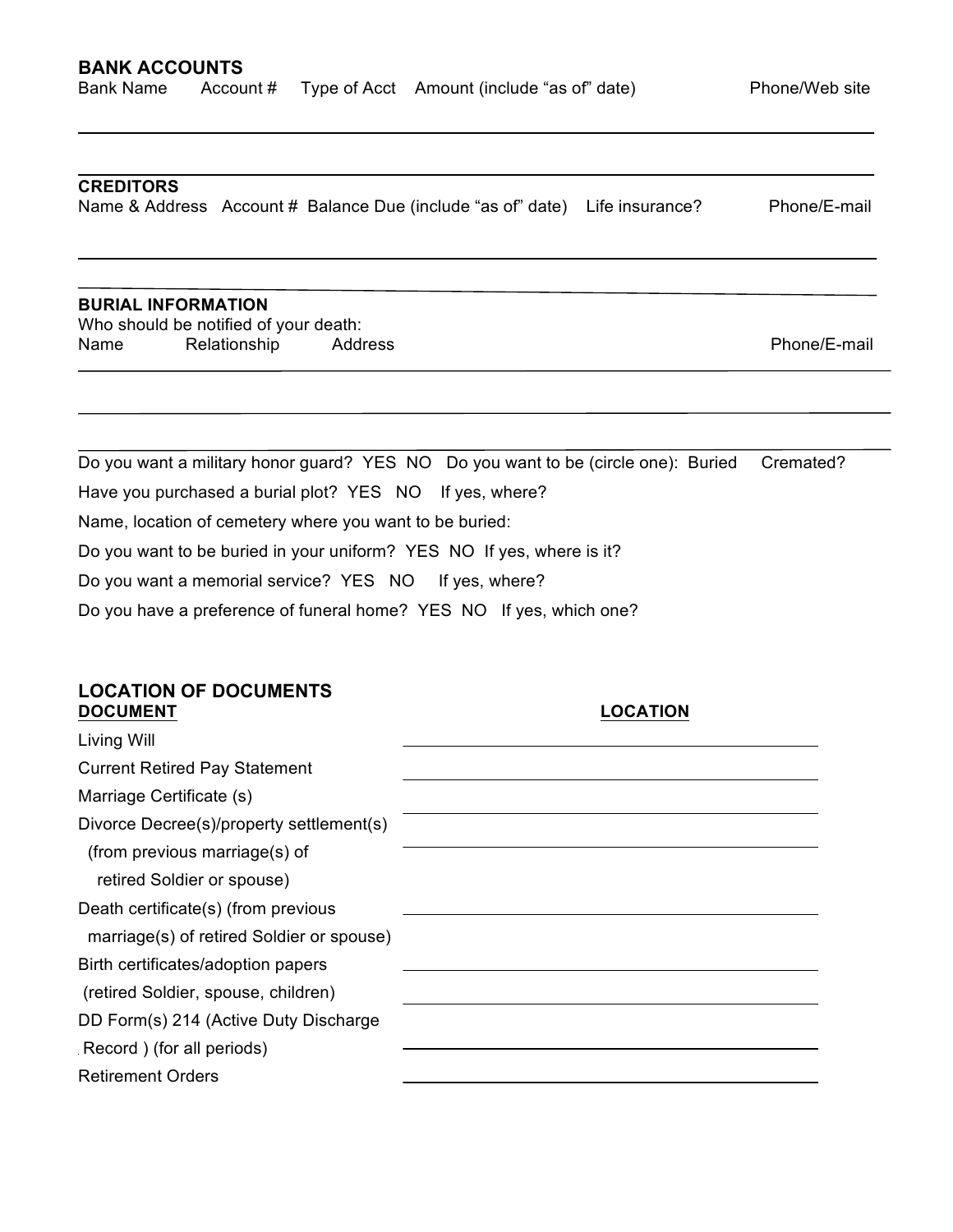## BANK ACCOUNTS

| Bank Name | Account # | Type of Acct | Amount (include "as of" date) | Phone/Web site |
|---|---|---|---|---|
| | | | | |
| | | | | |

## CREDITORS

| Name & Address | Account # | Balance Due (include "as of" date) | Life insurance? | Phone/E-mail |
|---|---|---|---|---|
| | | | | |
| | | | | |

## BURIAL INFORMATION

Who should be notified of your death:

| Name | Relationship | Address | Phone/E-mail |
|---|---|---|---|
| | | | |
| | | | |
| | | | |

Do you want a military honor guard? YES NO Do you want to be (circle one): Buried Cremated?

Have you purchased a burial plot? YES NO If yes, where?

Name, location of cemetery where you want to be buried:

Do you want to be buried in your uniform? YES NO If yes, where is it?

Do you want a memorial service? YES NO If yes, where?

Do you have a preference of funeral home? YES NO If yes, which one?

## LOCATION OF DOCUMENTS

| DOCUMENT | LOCATION |
|---|---|
| Living Will | |
| Current Retired Pay Statement | |
| Marriage Certificate (s) | |
| Divorce Decree(s)/property settlement(s) (from previous marriage(s) of retired Soldier or spouse) | |
| Death certificate(s) (from previous marriage(s) of retired Soldier or spouse) | |
| Birth certificates/adoption papers (retired Soldier, spouse, children) | |
| DD Form(s) 214 (Active Duty Discharge Record ) (for all periods) | |
| Retirement Orders | |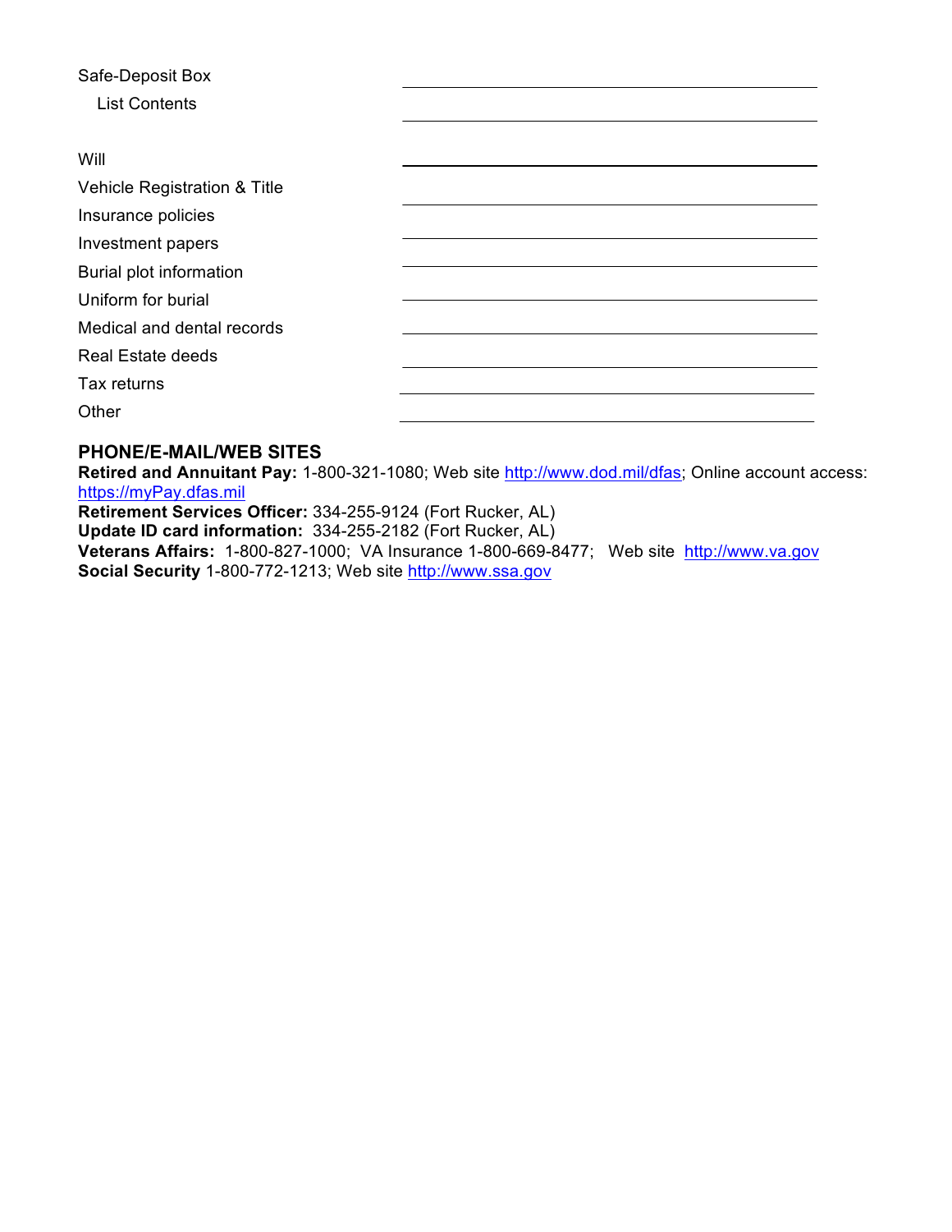Safe-Deposit Box ______________________________

List Contents ______________________________

Will ______________________________

Vehicle Registration & Title ______________________________

Insurance policies ______________________________

Investment papers ______________________________

Burial plot information ______________________________

Uniform for burial ______________________________

Medical and dental records ______________________________

Real Estate deeds ______________________________

Tax returns ______________________________

Other ______________________________

## PHONE/E-MAIL/WEB SITES

**Retired and Annuitant Pay:** 1-800-321-1080; Web site http://www.dod.mil/dfas; Online account access: https://myPay.dfas.mil
**Retirement Services Officer:** 334-255-9124 (Fort Rucker, AL)
**Update ID card information:** 334-255-2182 (Fort Rucker, AL)
**Veterans Affairs:** 1-800-827-1000; VA Insurance 1-800-669-8477; Web site http://www.va.gov
**Social Security** 1-800-772-1213; Web site http://www.ssa.gov